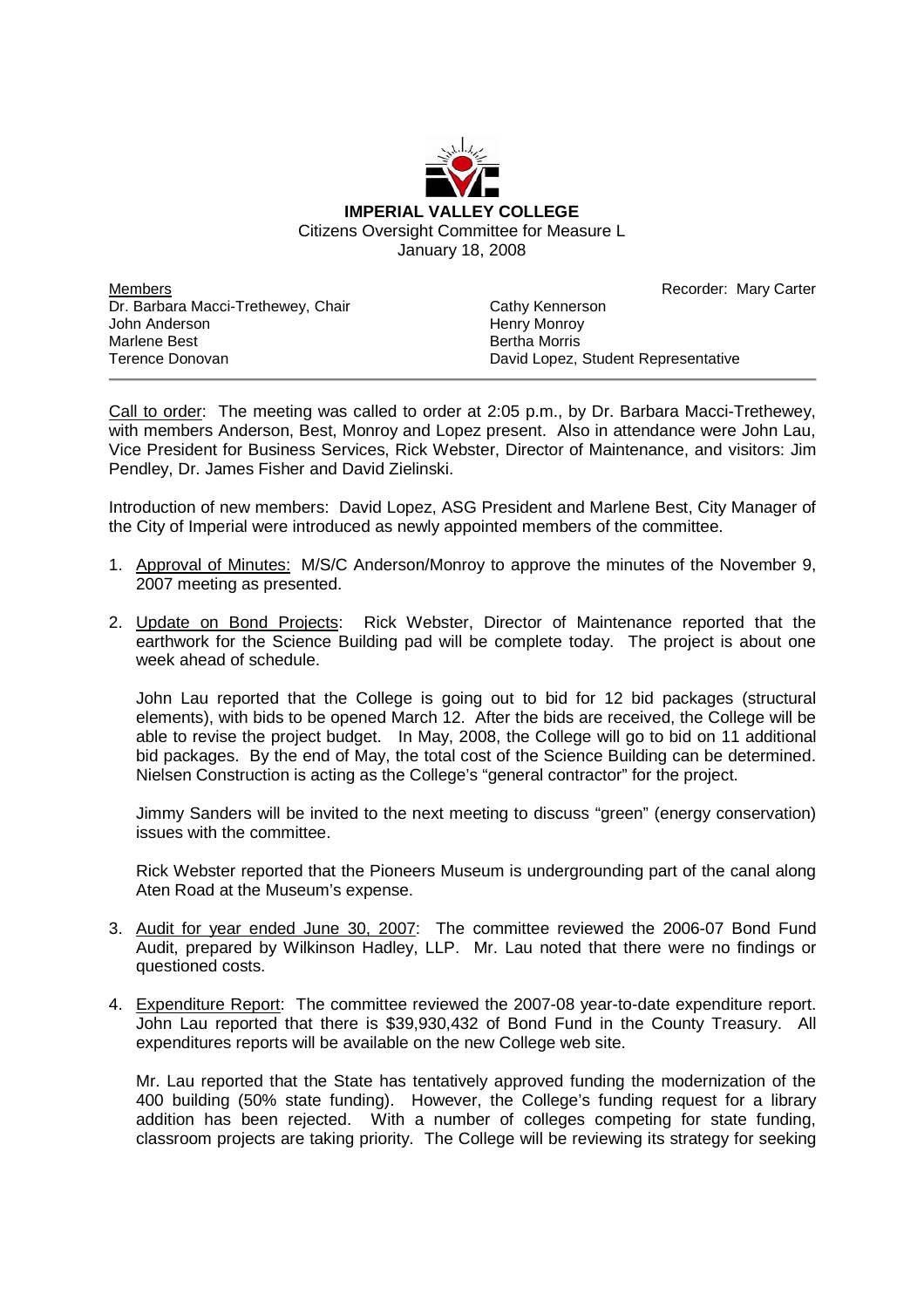**IMPERIAL VALLEY COLLEGE**
Citizens Oversight Committee for Measure L
January 18, 2008

Members
Dr. Barbara Macci-Trethewey, Chair
John Anderson
Marlene Best
Terence Donovan
Cathy Kennerson
Henry Monroy
Bertha Morris
David Lopez, Student Representative

Recorder: Mary Carter

---

Call to order: The meeting was called to order at 2:05 p.m., by Dr. Barbara Macci-Trethewey, with members Anderson, Best, Monroy and Lopez present. Also in attendance were John Lau, Vice President for Business Services, Rick Webster, Director of Maintenance, and visitors: Jim Pendley, Dr. James Fisher and David Zielinski.

Introduction of new members: David Lopez, ASG President and Marlene Best, City Manager of the City of Imperial were introduced as newly appointed members of the committee.

1. Approval of Minutes: M/S/C Anderson/Monroy to approve the minutes of the November 9, 2007 meeting as presented.

2. Update on Bond Projects: Rick Webster, Director of Maintenance reported that the earthwork for the Science Building pad will be complete today. The project is about one week ahead of schedule.

   John Lau reported that the College is going out to bid for 12 bid packages (structural elements), with bids to be opened March 12. After the bids are received, the College will be able to revise the project budget. In May, 2008, the College will go to bid on 11 additional bid packages. By the end of May, the total cost of the Science Building can be determined. Nielsen Construction is acting as the College's "general contractor" for the project.

   Jimmy Sanders will be invited to the next meeting to discuss "green" (energy conservation) issues with the committee.

   Rick Webster reported that the Pioneers Museum is undergrounding part of the canal along Aten Road at the Museum's expense.

3. Audit for year ended June 30, 2007: The committee reviewed the 2006-07 Bond Fund Audit, prepared by Wilkinson Hadley, LLP. Mr. Lau noted that there were no findings or questioned costs.

4. Expenditure Report: The committee reviewed the 2007-08 year-to-date expenditure report. John Lau reported that there is $39,930,432 of Bond Fund in the County Treasury. All expenditures reports will be available on the new College web site.

   Mr. Lau reported that the State has tentatively approved funding the modernization of the 400 building (50% state funding). However, the College's funding request for a library addition has been rejected. With a number of colleges competing for state funding, classroom projects are taking priority. The College will be reviewing its strategy for seeking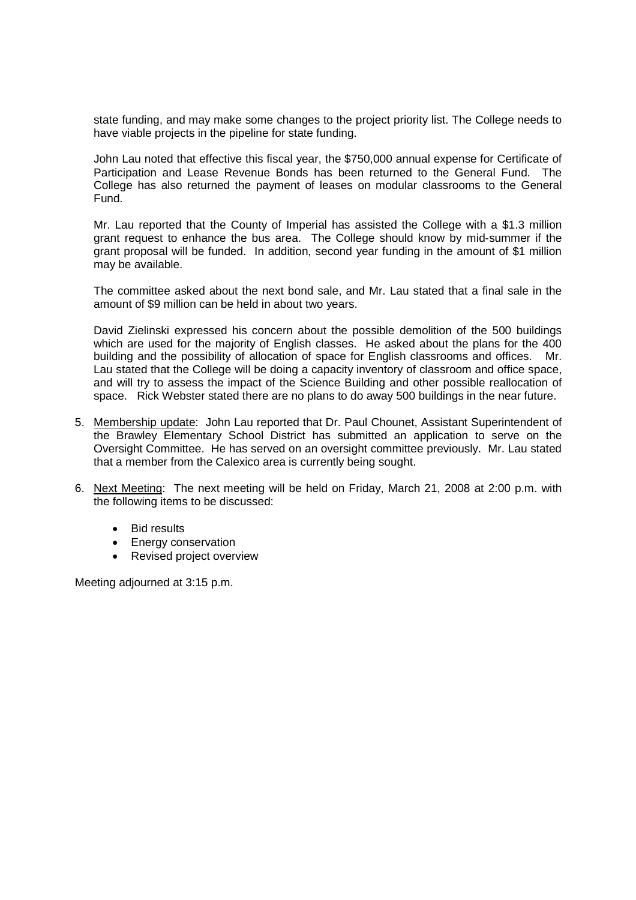state funding, and may make some changes to the project priority list. The College needs to have viable projects in the pipeline for state funding.

John Lau noted that effective this fiscal year, the $750,000 annual expense for Certificate of Participation and Lease Revenue Bonds has been returned to the General Fund. The College has also returned the payment of leases on modular classrooms to the General Fund.

Mr. Lau reported that the County of Imperial has assisted the College with a $1.3 million grant request to enhance the bus area. The College should know by mid-summer if the grant proposal will be funded. In addition, second year funding in the amount of $1 million may be available.

The committee asked about the next bond sale, and Mr. Lau stated that a final sale in the amount of $9 million can be held in about two years.

David Zielinski expressed his concern about the possible demolition of the 500 buildings which are used for the majority of English classes. He asked about the plans for the 400 building and the possibility of allocation of space for English classrooms and offices. Mr. Lau stated that the College will be doing a capacity inventory of classroom and office space, and will try to assess the impact of the Science Building and other possible reallocation of space. Rick Webster stated there are no plans to do away 500 buildings in the near future.

5. Membership update: John Lau reported that Dr. Paul Chounet, Assistant Superintendent of the Brawley Elementary School District has submitted an application to serve on the Oversight Committee. He has served on an oversight committee previously. Mr. Lau stated that a member from the Calexico area is currently being sought.

6. Next Meeting: The next meeting will be held on Friday, March 21, 2008 at 2:00 p.m. with the following items to be discussed:

   - Bid results
   - Energy conservation
   - Revised project overview

Meeting adjourned at 3:15 p.m.